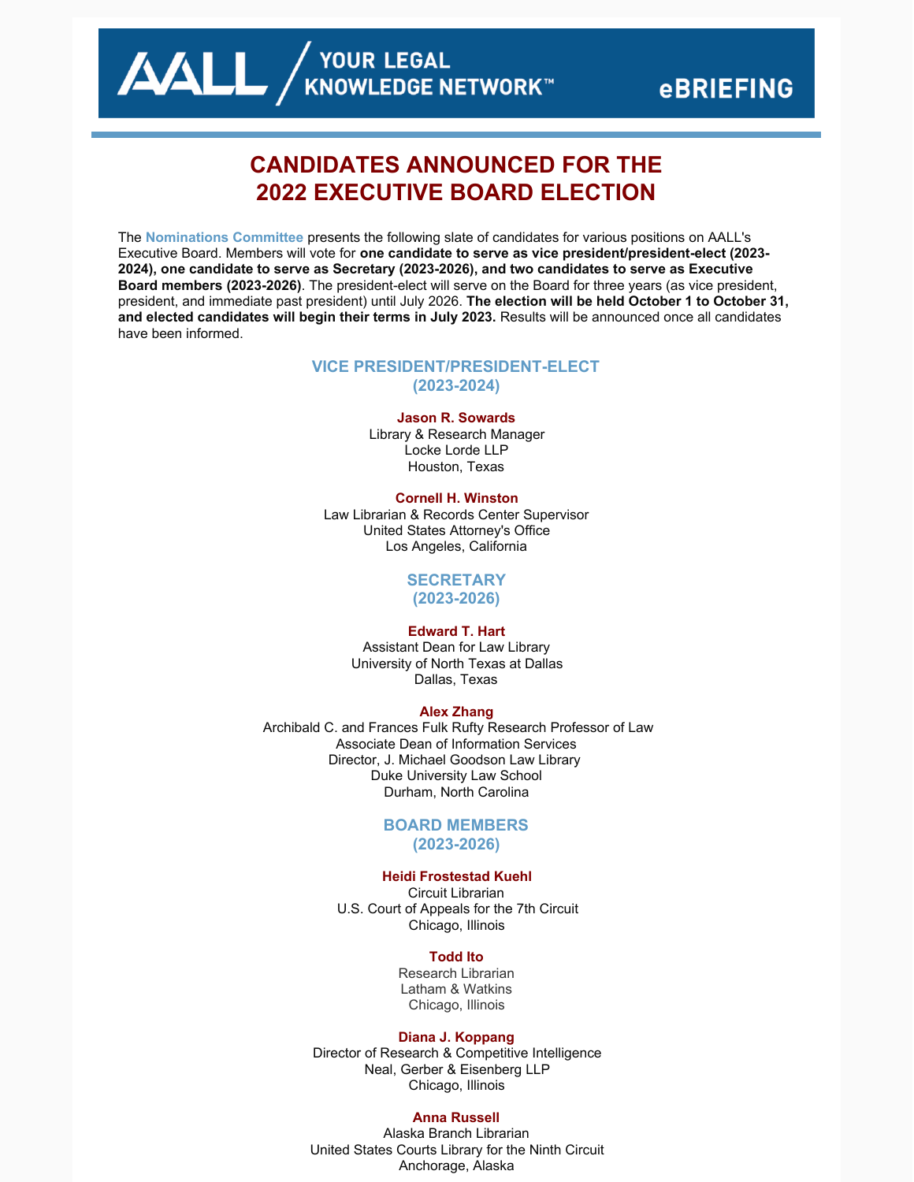AALL / YOUR LEGAL KNOWLEDGE NETWORK™ eBRIEFING

# CANDIDATES ANNOUNCED FOR THE 2022 EXECUTIVE BOARD ELECTION

The **Nominations Committee** presents the following slate of candidates for various positions on AALL's Executive Board. Members will vote for **one candidate to serve as vice president/president-elect (2023-2024), one candidate to serve as Secretary (2023-2026), and two candidates to serve as Executive Board members (2023-2026)**. The president-elect will serve on the Board for three years (as vice president, president, and immediate past president) until July 2026. **The election will be held October 1 to October 31, and elected candidates will begin their terms in July 2023.** Results will be announced once all candidates have been informed.

## VICE PRESIDENT/PRESIDENT-ELECT (2023-2024)

**Jason R. Sowards**
Library & Research Manager
Locke Lorde LLP
Houston, Texas

**Cornell H. Winston**
Law Librarian & Records Center Supervisor
United States Attorney's Office
Los Angeles, California

## SECRETARY (2023-2026)

**Edward T. Hart**
Assistant Dean for Law Library
University of North Texas at Dallas
Dallas, Texas

**Alex Zhang**
Archibald C. and Frances Fulk Rufty Research Professor of Law
Associate Dean of Information Services
Director, J. Michael Goodson Law Library
Duke University Law School
Durham, North Carolina

## BOARD MEMBERS (2023-2026)

**Heidi Frostestad Kuehl**
Circuit Librarian
U.S. Court of Appeals for the 7th Circuit
Chicago, Illinois

**Todd Ito**
Research Librarian
Latham & Watkins
Chicago, Illinois

**Diana J. Koppang**
Director of Research & Competitive Intelligence
Neal, Gerber & Eisenberg LLP
Chicago, Illinois

**Anna Russell**
Alaska Branch Librarian
United States Courts Library for the Ninth Circuit
Anchorage, Alaska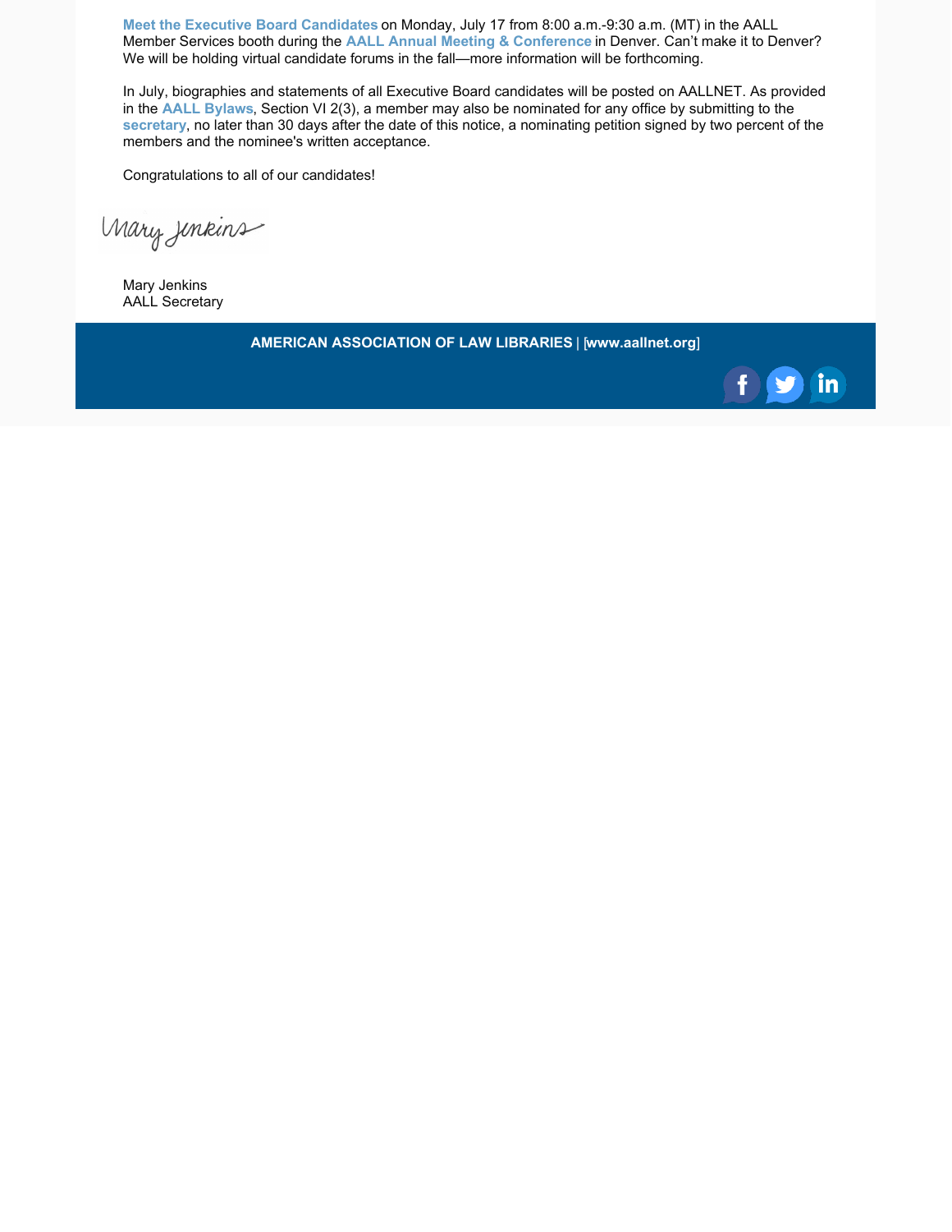**Meet the Executive Board Candidates** on Monday, July 17 from 8:00 a.m.-9:30 a.m. (MT) in the AALL Member Services booth during the **AALL Annual Meeting & Conference** in Denver. Can't make it to Denver? We will be holding virtual candidate forums in the fall—more information will be forthcoming.

In July, biographies and statements of all Executive Board candidates will be posted on AALLNET. As provided in the **AALL Bylaws**, Section VI 2(3), a member may also be nominated for any office by submitting to the **secretary**, no later than 30 days after the date of this notice, a nominating petition signed by two percent of the members and the nominee's written acceptance.

Congratulations to all of our candidates!

Mary Jenkins
AALL Secretary

**AMERICAN ASSOCIATION OF LAW LIBRARIES** | [**www.aallnet.org**]